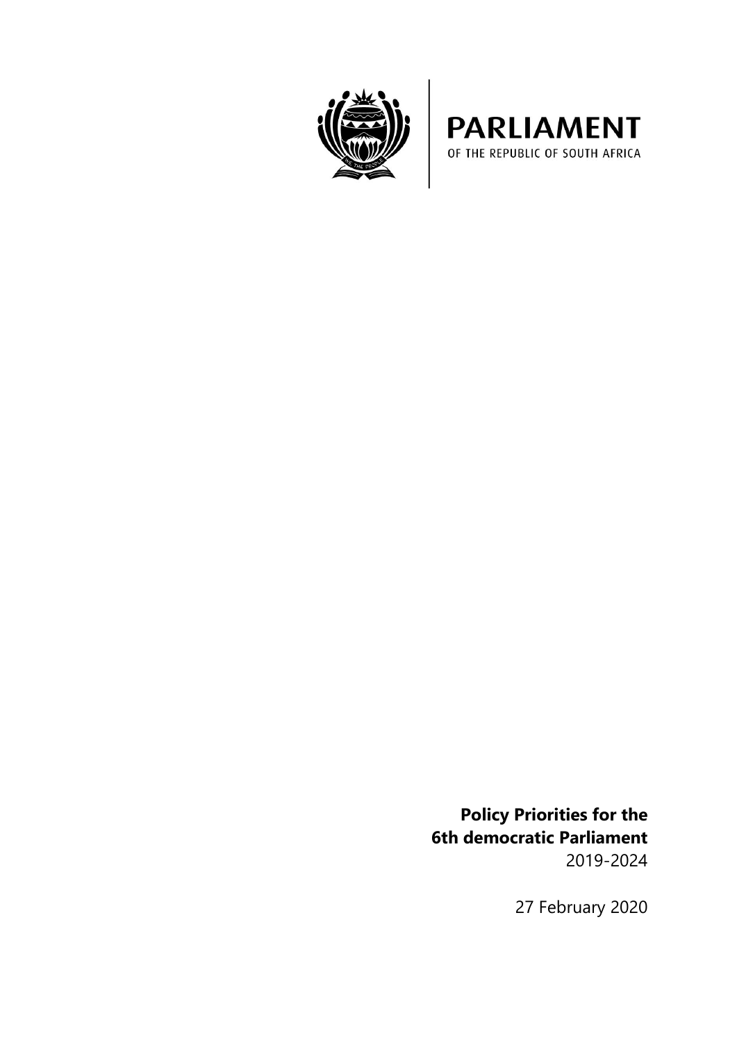# PARLIAMENT

OF THE REPUBLIC OF SOUTH AFRICA

**Policy Priorities for the 6th democratic Parliament**
2019-2024

27 February 2020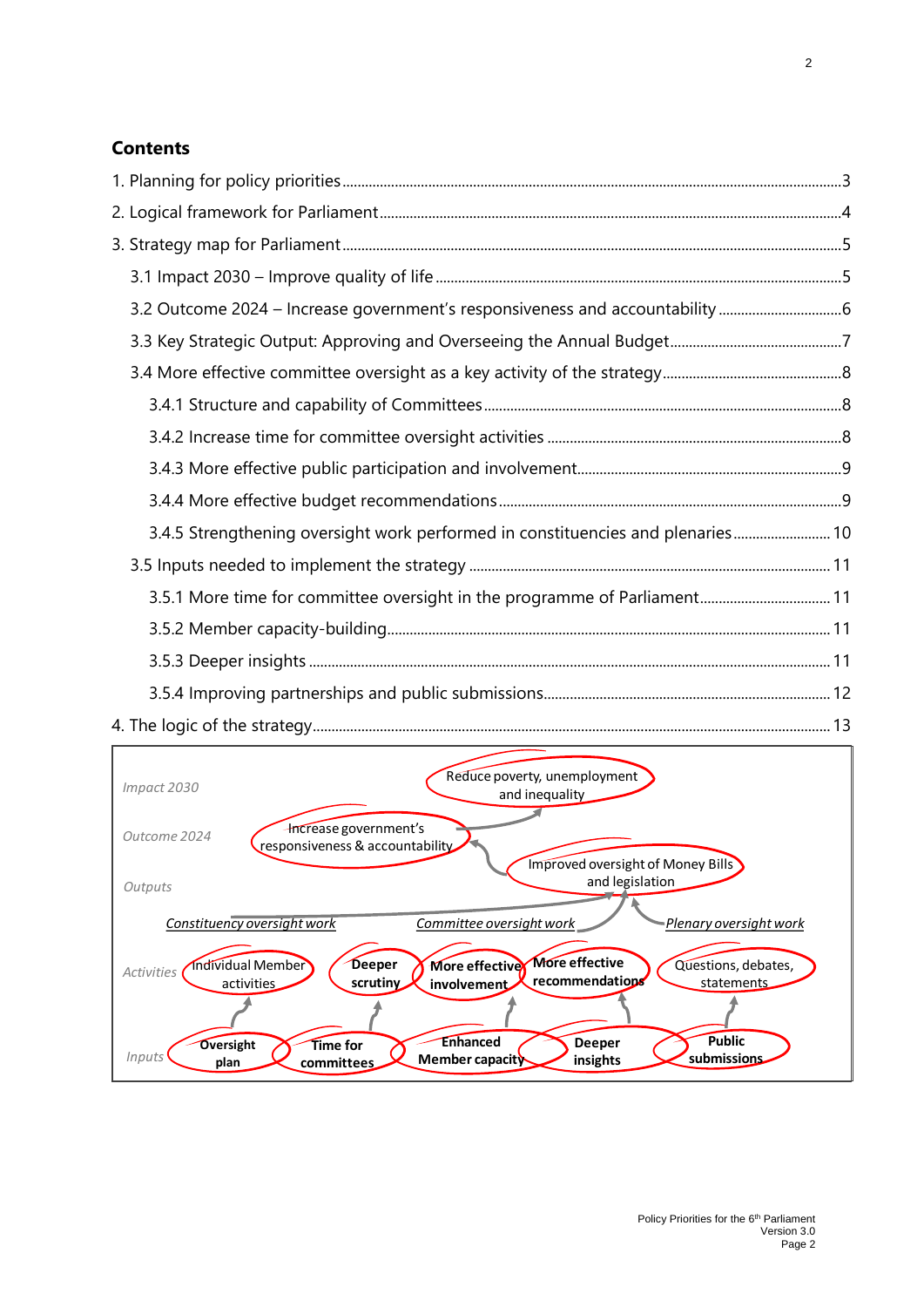## Contents

1. Planning for policy priorities ..... 3
2. Logical framework for Parliament ..... 4
3. Strategy map for Parliament ..... 5
   - 3.1 Impact 2030 – Improve quality of life ..... 5
   - 3.2 Outcome 2024 – Increase government's responsiveness and accountability ..... 6
   - 3.3 Key Strategic Output: Approving and Overseeing the Annual Budget ..... 7
   - 3.4 More effective committee oversight as a key activity of the strategy ..... 8
     - 3.4.1 Structure and capability of Committees ..... 8
     - 3.4.2 Increase time for committee oversight activities ..... 8
     - 3.4.3 More effective public participation and involvement ..... 9
     - 3.4.4 More effective budget recommendations ..... 9
     - 3.4.5 Strengthening oversight work performed in constituencies and plenaries ..... 10
   - 3.5 Inputs needed to implement the strategy ..... 11
     - 3.5.1 More time for committee oversight in the programme of Parliament ..... 11
     - 3.5.2 Member capacity-building ..... 11
     - 3.5.3 Deeper insights ..... 11
     - 3.5.4 Improving partnerships and public submissions ..... 12
4. The logic of the strategy ..... 13

| Level | Elements |
| --- | --- |
| *Impact 2030* | Reduce poverty, unemployment and inequality |
| *Outcome 2024* | Increase government's responsiveness & accountability |
| *Outputs* | Improved oversight of Money Bills and legislation; *Constituency oversight work*; *Committee oversight work*; *Plenary oversight work* |
| *Activities* | Individual Member activities; **Deeper scrutiny**; **More effective involvement**; **More effective recommendations**; Questions, debates, statements |
| *Inputs* | **Oversight plan**; **Time for committees**; **Enhanced Member capacity**; **Deeper insights**; **Public submissions** |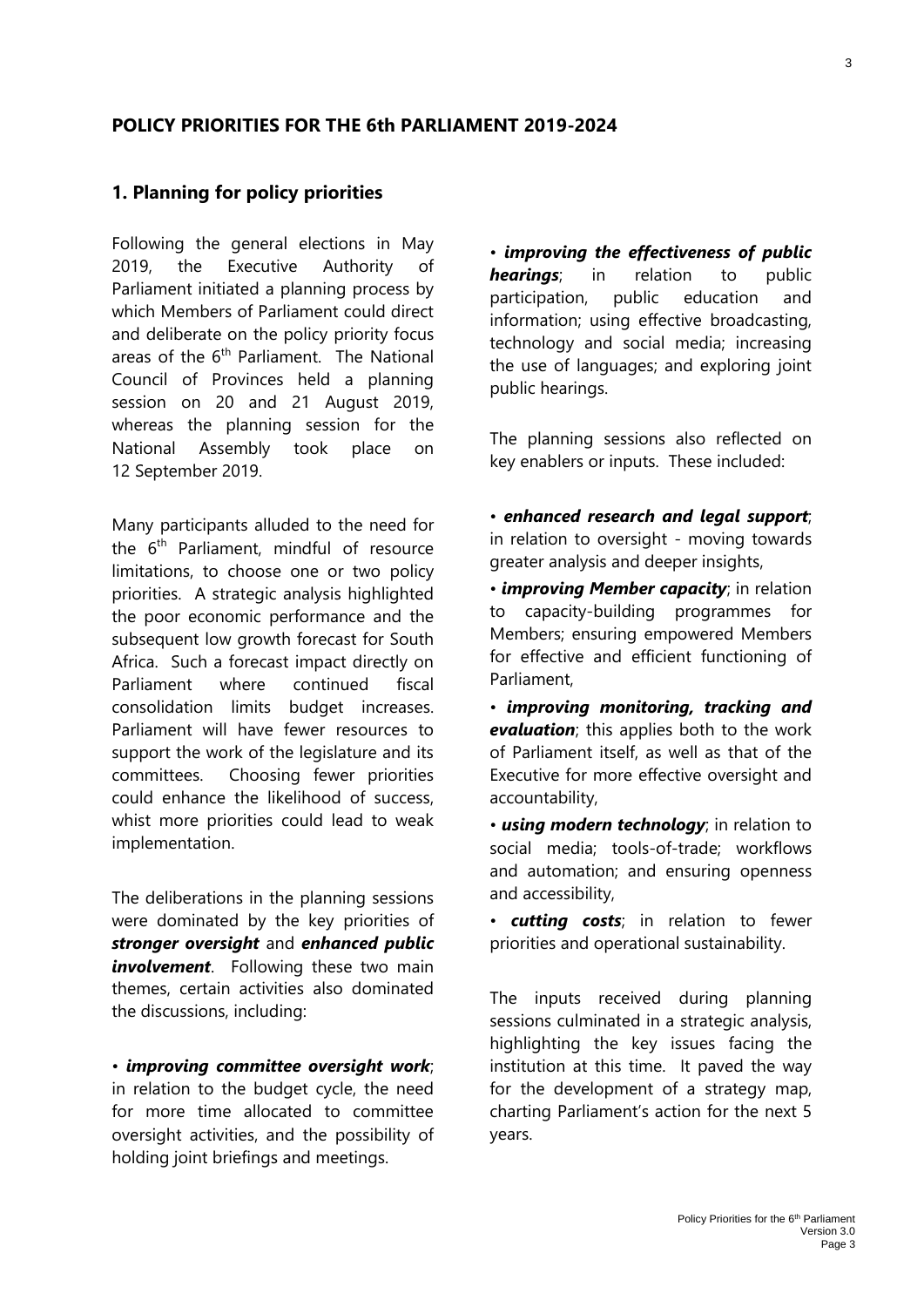# POLICY PRIORITIES FOR THE 6th PARLIAMENT 2019-2024

## 1. Planning for policy priorities

Following the general elections in May 2019, the Executive Authority of Parliament initiated a planning process by which Members of Parliament could direct and deliberate on the policy priority focus areas of the 6th Parliament. The National Council of Provinces held a planning session on 20 and 21 August 2019, whereas the planning session for the National Assembly took place on 12 September 2019.

Many participants alluded to the need for the 6th Parliament, mindful of resource limitations, to choose one or two policy priorities. A strategic analysis highlighted the poor economic performance and the subsequent low growth forecast for South Africa. Such a forecast impact directly on Parliament where continued fiscal consolidation limits budget increases. Parliament will have fewer resources to support the work of the legislature and its committees. Choosing fewer priorities could enhance the likelihood of success, whist more priorities could lead to weak implementation.

The deliberations in the planning sessions were dominated by the key priorities of ***stronger oversight*** and ***enhanced public involvement***. Following these two main themes, certain activities also dominated the discussions, including:

- ***improving committee oversight work***; in relation to the budget cycle, the need for more time allocated to committee oversight activities, and the possibility of holding joint briefings and meetings.
- ***improving the effectiveness of public hearings***; in relation to public participation, public education and information; using effective broadcasting, technology and social media; increasing the use of languages; and exploring joint public hearings.

The planning sessions also reflected on key enablers or inputs. These included:

- ***enhanced research and legal support***; in relation to oversight - moving towards greater analysis and deeper insights,
- ***improving Member capacity***; in relation to capacity-building programmes for Members; ensuring empowered Members for effective and efficient functioning of Parliament,
- ***improving monitoring, tracking and evaluation***; this applies both to the work of Parliament itself, as well as that of the Executive for more effective oversight and accountability,
- ***using modern technology***; in relation to social media; tools-of-trade; workflows and automation; and ensuring openness and accessibility,
- ***cutting costs***; in relation to fewer priorities and operational sustainability.

The inputs received during planning sessions culminated in a strategic analysis, highlighting the key issues facing the institution at this time. It paved the way for the development of a strategy map, charting Parliament's action for the next 5 years.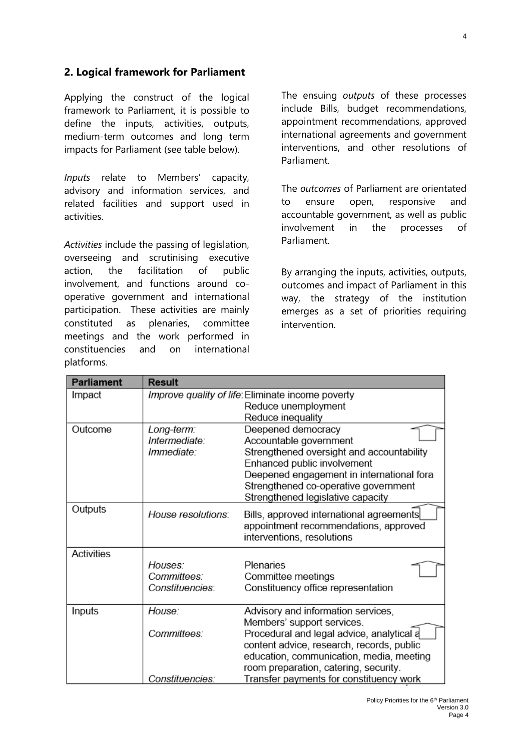## 2. Logical framework for Parliament

Applying the construct of the logical framework to Parliament, it is possible to define the inputs, activities, outputs, medium-term outcomes and long term impacts for Parliament (see table below).

*Inputs* relate to Members' capacity, advisory and information services, and related facilities and support used in activities.

*Activities* include the passing of legislation, overseeing and scrutinising executive action, the facilitation of public involvement, and functions around co-operative government and international participation. These activities are mainly constituted as plenaries, committee meetings and the work performed in constituencies and on international platforms.

The ensuing *outputs* of these processes include Bills, budget recommendations, appointment recommendations, approved international agreements and government interventions, and other resolutions of Parliament.

The *outcomes* of Parliament are orientated to ensure open, responsive and accountable government, as well as public involvement in the processes of Parliament.

By arranging the inputs, activities, outputs, outcomes and impact of Parliament in this way, the strategy of the institution emerges as a set of priorities requiring intervention.

| Parliament | Result | |
|---|---|---|
| Impact | *Improve quality of life:* | Eliminate income poverty<br>Reduce unemployment<br>Reduce inequality |
| Outcome | *Long-term:*<br>*Intermediate:*<br>*Immediate:* | Deepened democracy<br>Accountable government<br>Strengthened oversight and accountability<br>Enhanced public involvement<br>Deepened engagement in international fora<br>Strengthened co-operative government<br>Strengthened legislative capacity |
| Outputs | *House resolutions:* | Bills, approved international agreements, appointment recommendations, approved interventions, resolutions |
| Activities | *Houses:*<br>*Committees:*<br>*Constituencies:* | Plenaries<br>Committee meetings<br>Constituency office representation |
| Inputs | *House:*<br><br>*Committees:*<br><br><br><br>*Constituencies:* | Advisory and information services, Members' support services.<br>Procedural and legal advice, analytical and content advice, research, records, public education, communication, media, meeting room preparation, catering, security.<br>Transfer payments for constituency work |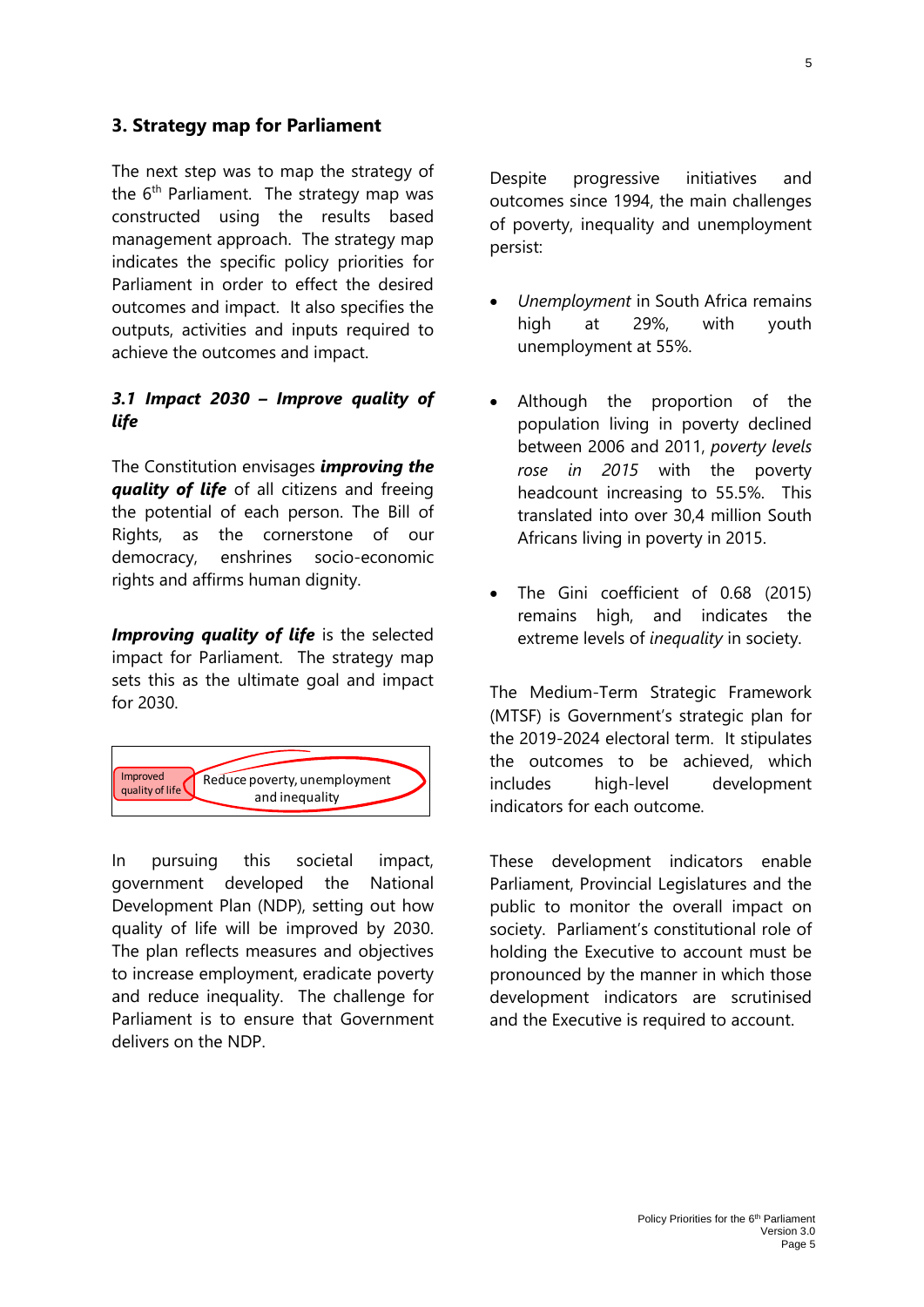## 3. Strategy map for Parliament

The next step was to map the strategy of the 6th Parliament. The strategy map was constructed using the results based management approach. The strategy map indicates the specific policy priorities for Parliament in order to effect the desired outcomes and impact. It also specifies the outputs, activities and inputs required to achieve the outcomes and impact.

### *3.1 Impact 2030 – Improve quality of life*

The Constitution envisages ***improving the quality of life*** of all citizens and freeing the potential of each person. The Bill of Rights, as the cornerstone of our democracy, enshrines socio-economic rights and affirms human dignity.

***Improving quality of life*** is the selected impact for Parliament. The strategy map sets this as the ultimate goal and impact for 2030.

| Improved quality of life | Reduce poverty, unemployment and inequality |
|---|---|

In pursuing this societal impact, government developed the National Development Plan (NDP), setting out how quality of life will be improved by 2030. The plan reflects measures and objectives to increase employment, eradicate poverty and reduce inequality. The challenge for Parliament is to ensure that Government delivers on the NDP.

Despite progressive initiatives and outcomes since 1994, the main challenges of poverty, inequality and unemployment persist:

- *Unemployment* in South Africa remains high at 29%, with youth unemployment at 55%.
- Although the proportion of the population living in poverty declined between 2006 and 2011, *poverty levels rose in 2015* with the poverty headcount increasing to 55.5%. This translated into over 30,4 million South Africans living in poverty in 2015.
- The Gini coefficient of 0.68 (2015) remains high, and indicates the extreme levels of *inequality* in society.

The Medium-Term Strategic Framework (MTSF) is Government's strategic plan for the 2019-2024 electoral term. It stipulates the outcomes to be achieved, which includes high-level development indicators for each outcome.

These development indicators enable Parliament, Provincial Legislatures and the public to monitor the overall impact on society. Parliament's constitutional role of holding the Executive to account must be pronounced by the manner in which those development indicators are scrutinised and the Executive is required to account.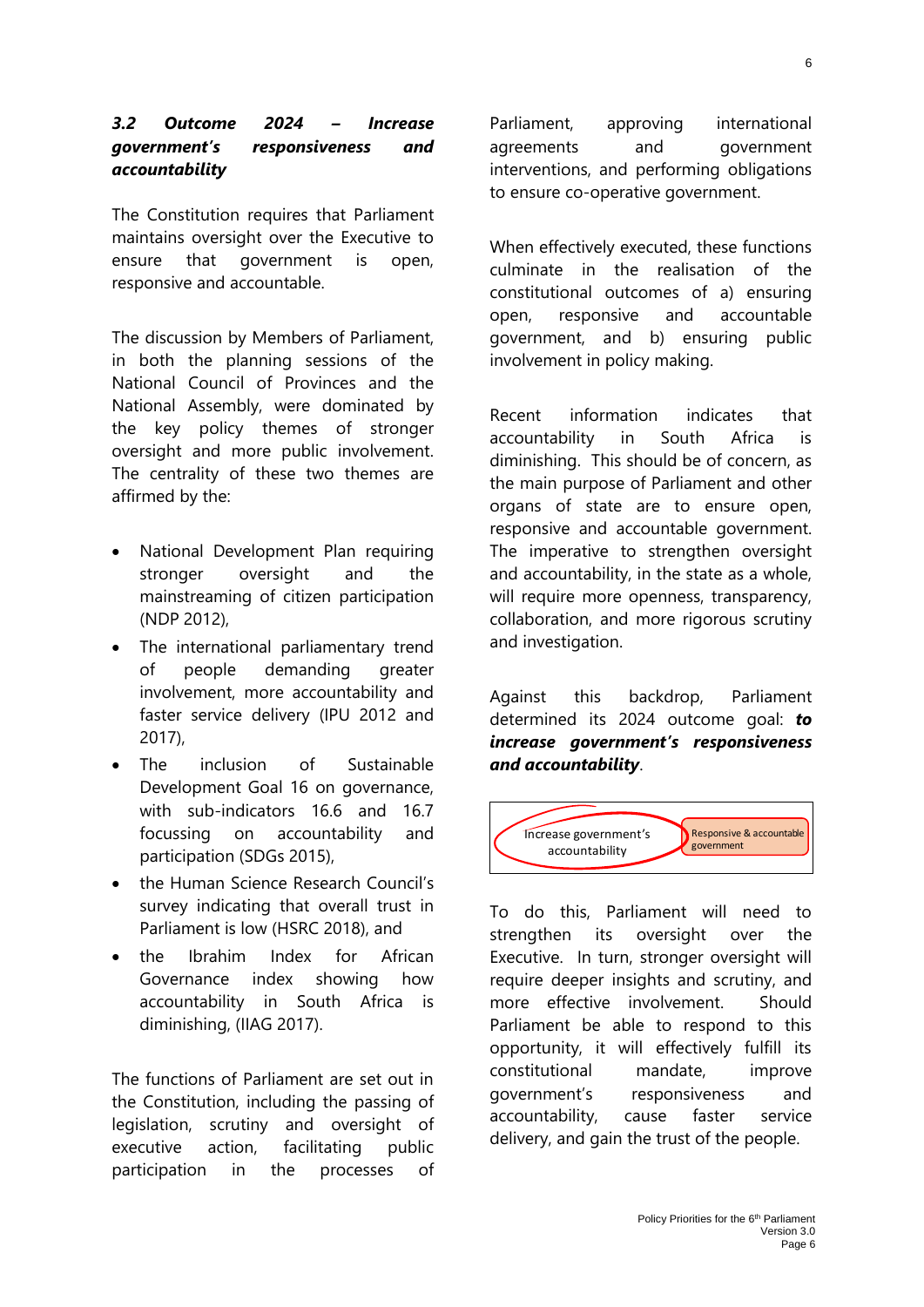### *3.2 Outcome 2024 – Increase government's responsiveness and accountability*

The Constitution requires that Parliament maintains oversight over the Executive to ensure that government is open, responsive and accountable.

The discussion by Members of Parliament, in both the planning sessions of the National Council of Provinces and the National Assembly, were dominated by the key policy themes of stronger oversight and more public involvement. The centrality of these two themes are affirmed by the:

- National Development Plan requiring stronger oversight and the mainstreaming of citizen participation (NDP 2012),
- The international parliamentary trend of people demanding greater involvement, more accountability and faster service delivery (IPU 2012 and 2017),
- The inclusion of Sustainable Development Goal 16 on governance, with sub-indicators 16.6 and 16.7 focussing on accountability and participation (SDGs 2015),
- the Human Science Research Council's survey indicating that overall trust in Parliament is low (HSRC 2018), and
- the Ibrahim Index for African Governance index showing how accountability in South Africa is diminishing, (IIAG 2017).

The functions of Parliament are set out in the Constitution, including the passing of legislation, scrutiny and oversight of executive action, facilitating public participation in the processes of Parliament, approving international agreements and government interventions, and performing obligations to ensure co-operative government.

When effectively executed, these functions culminate in the realisation of the constitutional outcomes of a) ensuring open, responsive and accountable government, and b) ensuring public involvement in policy making.

Recent information indicates that accountability in South Africa is diminishing. This should be of concern, as the main purpose of Parliament and other organs of state are to ensure open, responsive and accountable government. The imperative to strengthen oversight and accountability, in the state as a whole, will require more openness, transparency, collaboration, and more rigorous scrutiny and investigation.

Against this backdrop, Parliament determined its 2024 outcome goal: ***to increase government's responsiveness and accountability***.

Increase government's accountability → Responsive & accountable government

To do this, Parliament will need to strengthen its oversight over the Executive. In turn, stronger oversight will require deeper insights and scrutiny, and more effective involvement. Should Parliament be able to respond to this opportunity, it will effectively fulfill its constitutional mandate, improve government's responsiveness and accountability, cause faster service delivery, and gain the trust of the people.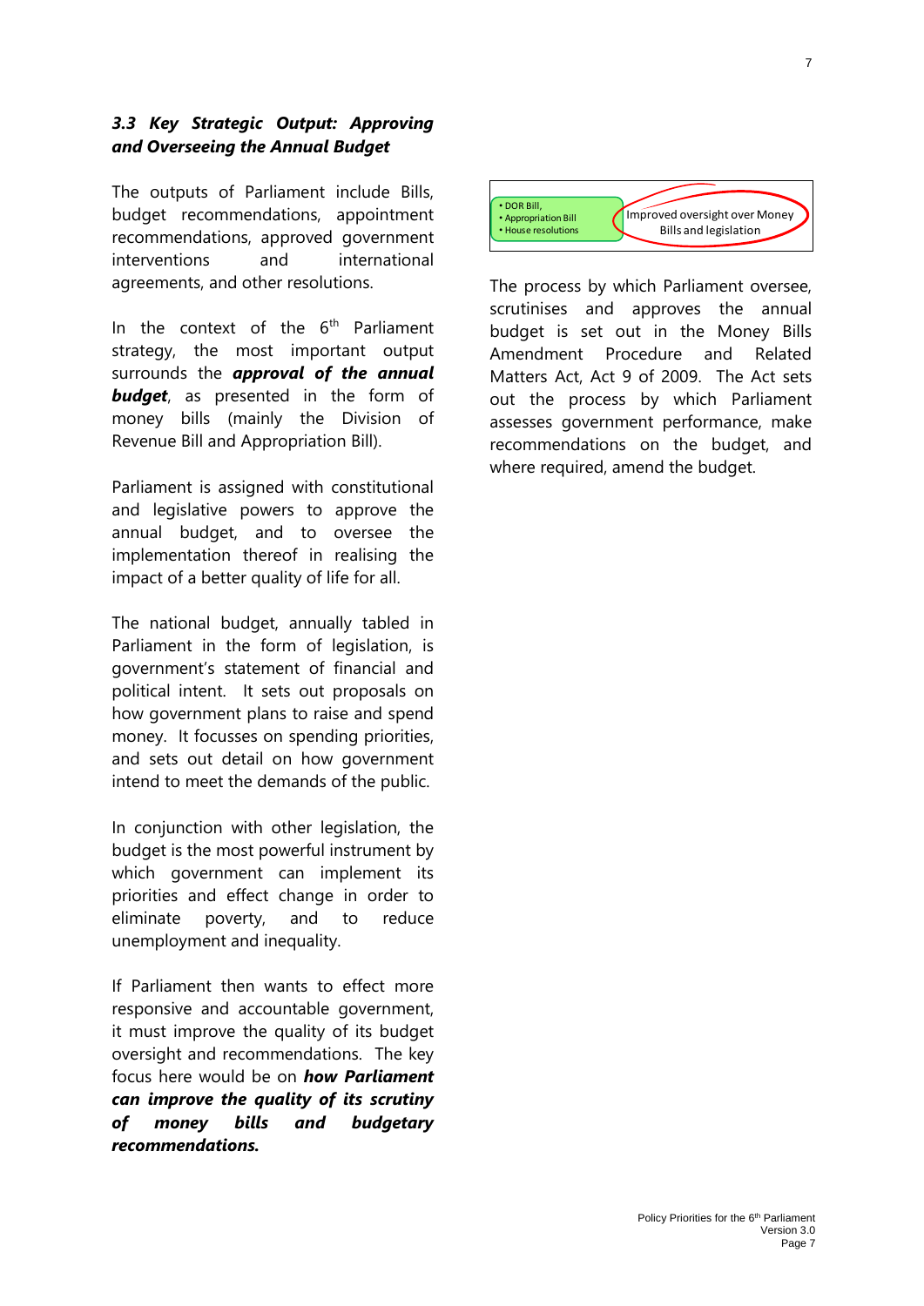### *3.3 Key Strategic Output: Approving and Overseeing the Annual Budget*

The outputs of Parliament include Bills, budget recommendations, appointment recommendations, approved government interventions and international agreements, and other resolutions.

In the context of the 6th Parliament strategy, the most important output surrounds the ***approval of the annual budget***, as presented in the form of money bills (mainly the Division of Revenue Bill and Appropriation Bill).

Parliament is assigned with constitutional and legislative powers to approve the annual budget, and to oversee the implementation thereof in realising the impact of a better quality of life for all.

The national budget, annually tabled in Parliament in the form of legislation, is government's statement of financial and political intent. It sets out proposals on how government plans to raise and spend money. It focusses on spending priorities, and sets out detail on how government intend to meet the demands of the public.

In conjunction with other legislation, the budget is the most powerful instrument by which government can implement its priorities and effect change in order to eliminate poverty, and to reduce unemployment and inequality.

If Parliament then wants to effect more responsive and accountable government, it must improve the quality of its budget oversight and recommendations. The key focus here would be on ***how Parliament can improve the quality of its scrutiny of money bills and budgetary recommendations.***

- DOR Bill,
- Appropriation Bill
- House resolutions

Improved oversight over Money Bills and legislation

The process by which Parliament oversee, scrutinises and approves the annual budget is set out in the Money Bills Amendment Procedure and Related Matters Act, Act 9 of 2009. The Act sets out the process by which Parliament assesses government performance, make recommendations on the budget, and where required, amend the budget.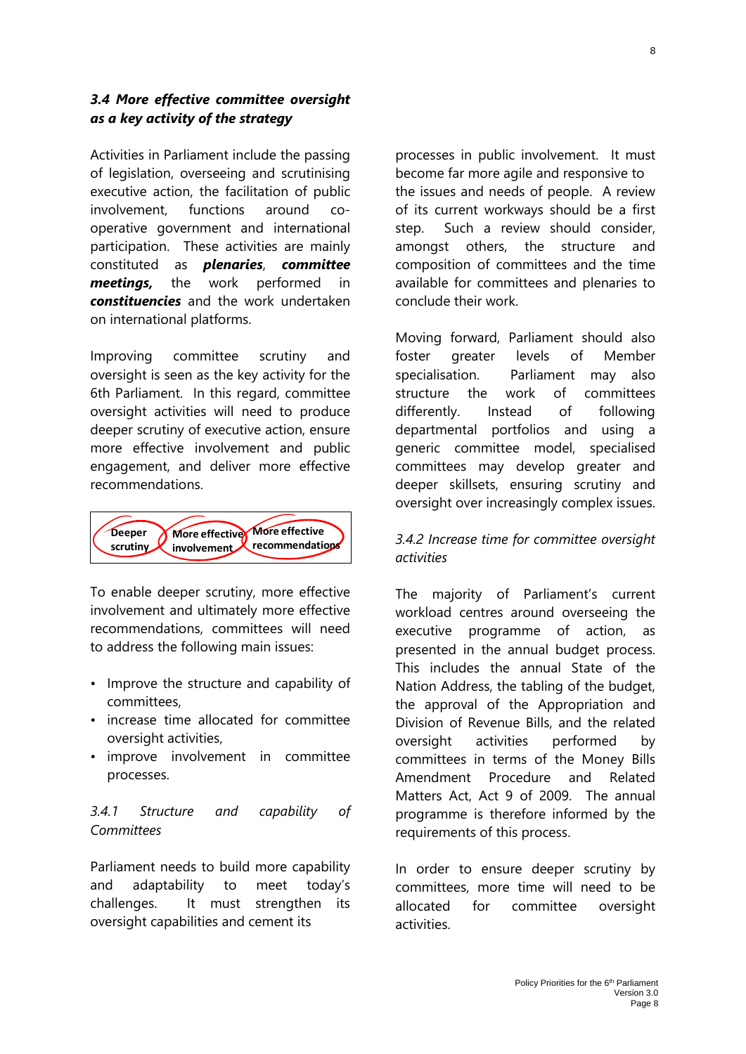### *3.4 More effective committee oversight as a key activity of the strategy*

Activities in Parliament include the passing of legislation, overseeing and scrutinising executive action, the facilitation of public involvement, functions around co-operative government and international participation. These activities are mainly constituted as ***plenaries***, ***committee meetings,*** the work performed in ***constituencies*** and the work undertaken on international platforms.

Improving committee scrutiny and oversight is seen as the key activity for the 6th Parliament. In this regard, committee oversight activities will need to produce deeper scrutiny of executive action, ensure more effective involvement and public engagement, and deliver more effective recommendations.

**Deeper scrutiny** | **More effective involvement** | **More effective recommendations**

To enable deeper scrutiny, more effective involvement and ultimately more effective recommendations, committees will need to address the following main issues:

- Improve the structure and capability of committees,
- increase time allocated for committee oversight activities,
- improve involvement in committee processes.

#### *3.4.1 Structure and capability of Committees*

Parliament needs to build more capability and adaptability to meet today's challenges. It must strengthen its oversight capabilities and cement its processes in public involvement. It must become far more agile and responsive to the issues and needs of people. A review of its current workways should be a first step. Such a review should consider, amongst others, the structure and composition of committees and the time available for committees and plenaries to conclude their work.

Moving forward, Parliament should also foster greater levels of Member specialisation. Parliament may also structure the work of committees differently. Instead of following departmental portfolios and using a generic committee model, specialised committees may develop greater and deeper skillsets, ensuring scrutiny and oversight over increasingly complex issues.

#### *3.4.2 Increase time for committee oversight activities*

The majority of Parliament's current workload centres around overseeing the executive programme of action, as presented in the annual budget process. This includes the annual State of the Nation Address, the tabling of the budget, the approval of the Appropriation and Division of Revenue Bills, and the related oversight activities performed by committees in terms of the Money Bills Amendment Procedure and Related Matters Act, Act 9 of 2009. The annual programme is therefore informed by the requirements of this process.

In order to ensure deeper scrutiny by committees, more time will need to be allocated for committee oversight activities.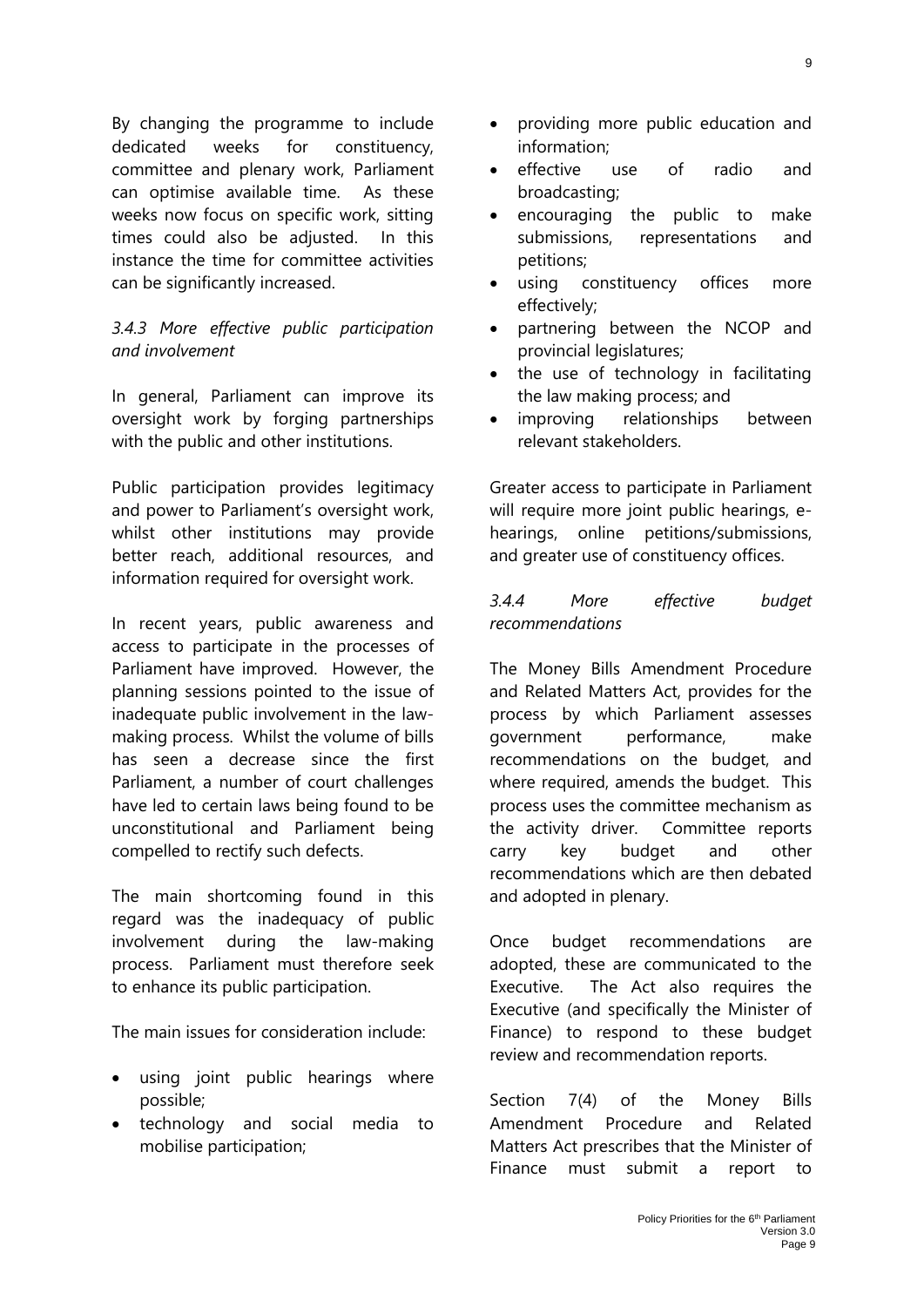By changing the programme to include dedicated weeks for constituency, committee and plenary work, Parliament can optimise available time. As these weeks now focus on specific work, sitting times could also be adjusted. In this instance the time for committee activities can be significantly increased.

### *3.4.3 More effective public participation and involvement*

In general, Parliament can improve its oversight work by forging partnerships with the public and other institutions.

Public participation provides legitimacy and power to Parliament's oversight work, whilst other institutions may provide better reach, additional resources, and information required for oversight work.

In recent years, public awareness and access to participate in the processes of Parliament have improved. However, the planning sessions pointed to the issue of inadequate public involvement in the law-making process. Whilst the volume of bills has seen a decrease since the first Parliament, a number of court challenges have led to certain laws being found to be unconstitutional and Parliament being compelled to rectify such defects.

The main shortcoming found in this regard was the inadequacy of public involvement during the law-making process. Parliament must therefore seek to enhance its public participation.

The main issues for consideration include:

- using joint public hearings where possible;
- technology and social media to mobilise participation;
- providing more public education and information;
- effective use of radio and broadcasting;
- encouraging the public to make submissions, representations and petitions;
- using constituency offices more effectively;
- partnering between the NCOP and provincial legislatures;
- the use of technology in facilitating the law making process; and
- improving relationships between relevant stakeholders.

Greater access to participate in Parliament will require more joint public hearings, e-hearings, online petitions/submissions, and greater use of constituency offices.

### *3.4.4 More effective budget recommendations*

The Money Bills Amendment Procedure and Related Matters Act, provides for the process by which Parliament assesses government performance, make recommendations on the budget, and where required, amends the budget. This process uses the committee mechanism as the activity driver. Committee reports carry key budget and other recommendations which are then debated and adopted in plenary.

Once budget recommendations are adopted, these are communicated to the Executive. The Act also requires the Executive (and specifically the Minister of Finance) to respond to these budget review and recommendation reports.

Section 7(4) of the Money Bills Amendment Procedure and Related Matters Act prescribes that the Minister of Finance must submit a report to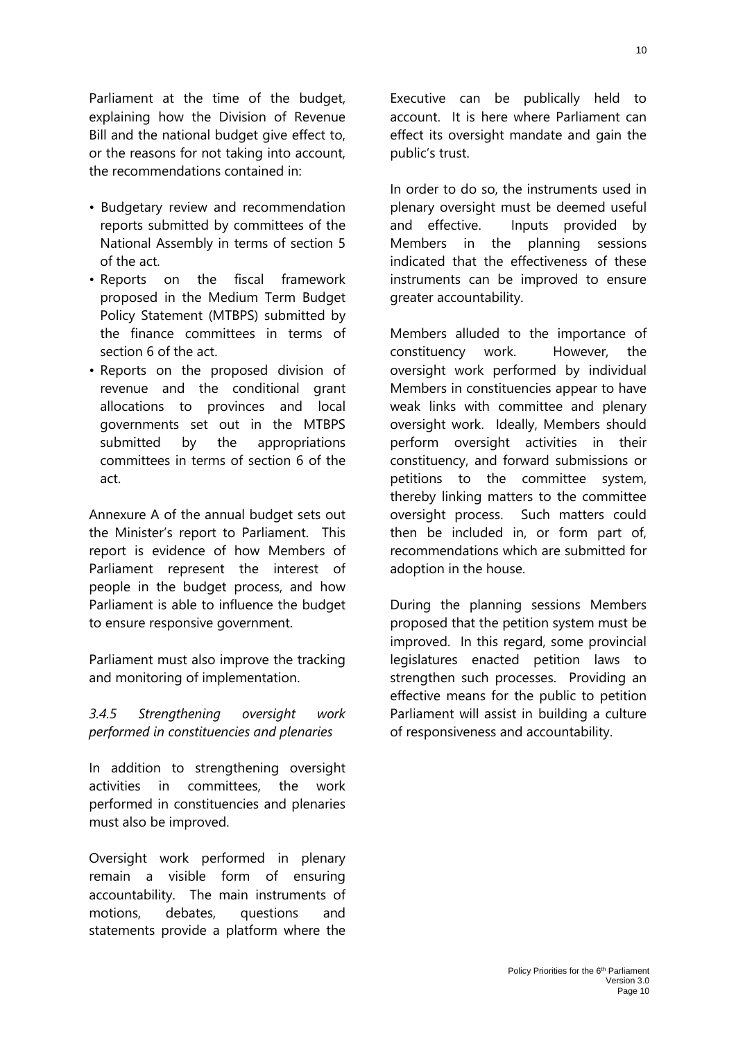Parliament at the time of the budget, explaining how the Division of Revenue Bill and the national budget give effect to, or the reasons for not taking into account, the recommendations contained in:

- Budgetary review and recommendation reports submitted by committees of the National Assembly in terms of section 5 of the act.
- Reports on the fiscal framework proposed in the Medium Term Budget Policy Statement (MTBPS) submitted by the finance committees in terms of section 6 of the act.
- Reports on the proposed division of revenue and the conditional grant allocations to provinces and local governments set out in the MTBPS submitted by the appropriations committees in terms of section 6 of the act.

Annexure A of the annual budget sets out the Minister's report to Parliament. This report is evidence of how Members of Parliament represent the interest of people in the budget process, and how Parliament is able to influence the budget to ensure responsive government.

Parliament must also improve the tracking and monitoring of implementation.

*3.4.5 Strengthening oversight work performed in constituencies and plenaries*

In addition to strengthening oversight activities in committees, the work performed in constituencies and plenaries must also be improved.

Oversight work performed in plenary remain a visible form of ensuring accountability. The main instruments of motions, debates, questions and statements provide a platform where the Executive can be publically held to account. It is here where Parliament can effect its oversight mandate and gain the public's trust.

In order to do so, the instruments used in plenary oversight must be deemed useful and effective. Inputs provided by Members in the planning sessions indicated that the effectiveness of these instruments can be improved to ensure greater accountability.

Members alluded to the importance of constituency work. However, the oversight work performed by individual Members in constituencies appear to have weak links with committee and plenary oversight work. Ideally, Members should perform oversight activities in their constituency, and forward submissions or petitions to the committee system, thereby linking matters to the committee oversight process. Such matters could then be included in, or form part of, recommendations which are submitted for adoption in the house.

During the planning sessions Members proposed that the petition system must be improved. In this regard, some provincial legislatures enacted petition laws to strengthen such processes. Providing an effective means for the public to petition Parliament will assist in building a culture of responsiveness and accountability.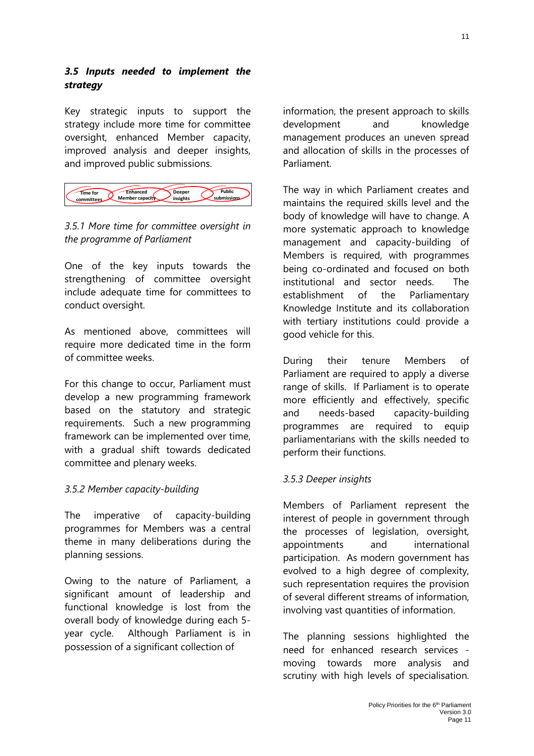### *3.5 Inputs needed to implement the strategy*

Key strategic inputs to support the strategy include more time for committee oversight, enhanced Member capacity, improved analysis and deeper insights, and improved public submissions.

Time for committees | Enhanced Member capacity | Deeper insights | Public submissions

*3.5.1 More time for committee oversight in the programme of Parliament*

One of the key inputs towards the strengthening of committee oversight include adequate time for committees to conduct oversight.

As mentioned above, committees will require more dedicated time in the form of committee weeks.

For this change to occur, Parliament must develop a new programming framework based on the statutory and strategic requirements. Such a new programming framework can be implemented over time, with a gradual shift towards dedicated committee and plenary weeks.

*3.5.2 Member capacity-building*

The imperative of capacity-building programmes for Members was a central theme in many deliberations during the planning sessions.

Owing to the nature of Parliament, a significant amount of leadership and functional knowledge is lost from the overall body of knowledge during each 5-year cycle. Although Parliament is in possession of a significant collection of information, the present approach to skills development and knowledge management produces an uneven spread and allocation of skills in the processes of Parliament.

The way in which Parliament creates and maintains the required skills level and the body of knowledge will have to change. A more systematic approach to knowledge management and capacity-building of Members is required, with programmes being co-ordinated and focused on both institutional and sector needs. The establishment of the Parliamentary Knowledge Institute and its collaboration with tertiary institutions could provide a good vehicle for this.

During their tenure Members of Parliament are required to apply a diverse range of skills. If Parliament is to operate more efficiently and effectively, specific and needs-based capacity-building programmes are required to equip parliamentarians with the skills needed to perform their functions.

*3.5.3 Deeper insights*

Members of Parliament represent the interest of people in government through the processes of legislation, oversight, appointments and international participation. As modern government has evolved to a high degree of complexity, such representation requires the provision of several different streams of information, involving vast quantities of information.

The planning sessions highlighted the need for enhanced research services - moving towards more analysis and scrutiny with high levels of specialisation.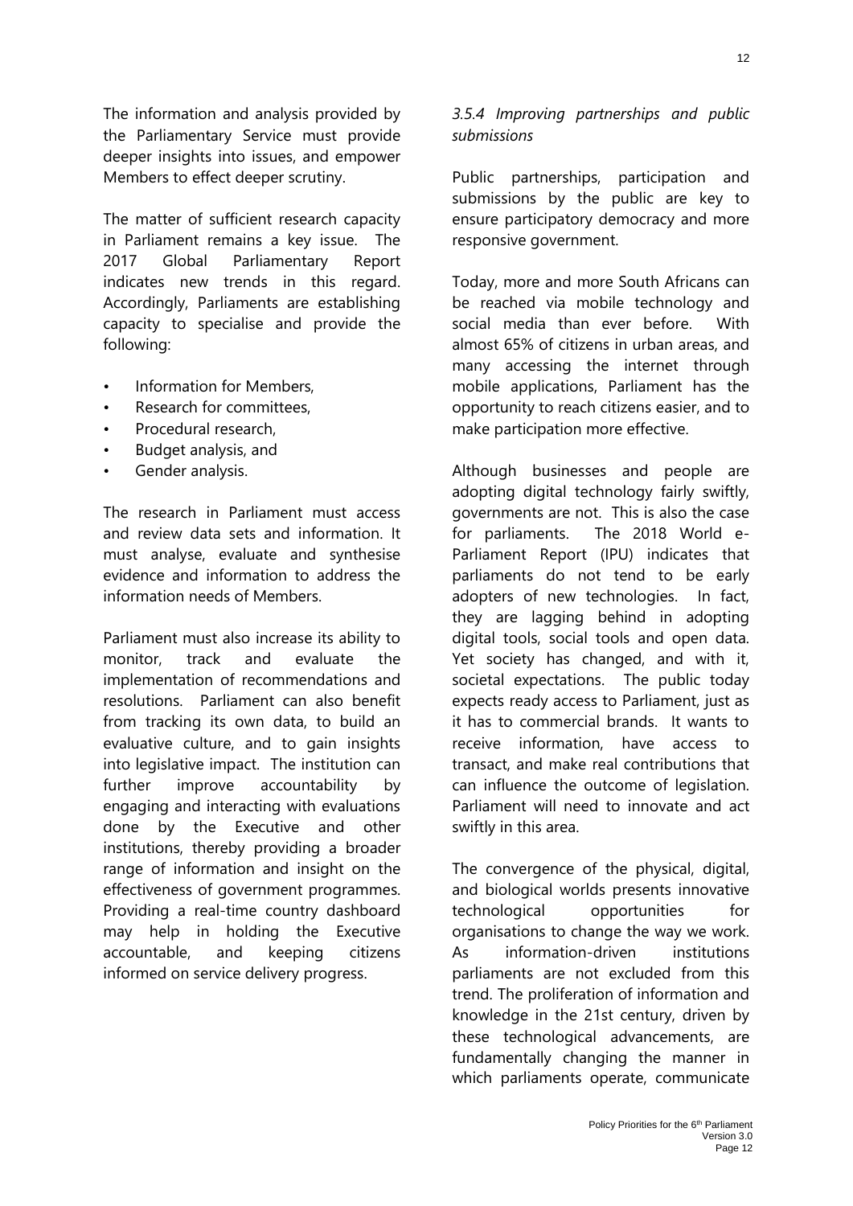The information and analysis provided by the Parliamentary Service must provide deeper insights into issues, and empower Members to effect deeper scrutiny.

The matter of sufficient research capacity in Parliament remains a key issue. The 2017 Global Parliamentary Report indicates new trends in this regard. Accordingly, Parliaments are establishing capacity to specialise and provide the following:

- Information for Members,
- Research for committees,
- Procedural research,
- Budget analysis, and
- Gender analysis.

The research in Parliament must access and review data sets and information. It must analyse, evaluate and synthesise evidence and information to address the information needs of Members.

Parliament must also increase its ability to monitor, track and evaluate the implementation of recommendations and resolutions. Parliament can also benefit from tracking its own data, to build an evaluative culture, and to gain insights into legislative impact. The institution can further improve accountability by engaging and interacting with evaluations done by the Executive and other institutions, thereby providing a broader range of information and insight on the effectiveness of government programmes. Providing a real-time country dashboard may help in holding the Executive accountable, and keeping citizens informed on service delivery progress.

#### *3.5.4 Improving partnerships and public submissions*

Public partnerships, participation and submissions by the public are key to ensure participatory democracy and more responsive government.

Today, more and more South Africans can be reached via mobile technology and social media than ever before. With almost 65% of citizens in urban areas, and many accessing the internet through mobile applications, Parliament has the opportunity to reach citizens easier, and to make participation more effective.

Although businesses and people are adopting digital technology fairly swiftly, governments are not. This is also the case for parliaments. The 2018 World e-Parliament Report (IPU) indicates that parliaments do not tend to be early adopters of new technologies. In fact, they are lagging behind in adopting digital tools, social tools and open data. Yet society has changed, and with it, societal expectations. The public today expects ready access to Parliament, just as it has to commercial brands. It wants to receive information, have access to transact, and make real contributions that can influence the outcome of legislation. Parliament will need to innovate and act swiftly in this area.

The convergence of the physical, digital, and biological worlds presents innovative technological opportunities for organisations to change the way we work. As information-driven institutions parliaments are not excluded from this trend. The proliferation of information and knowledge in the 21st century, driven by these technological advancements, are fundamentally changing the manner in which parliaments operate, communicate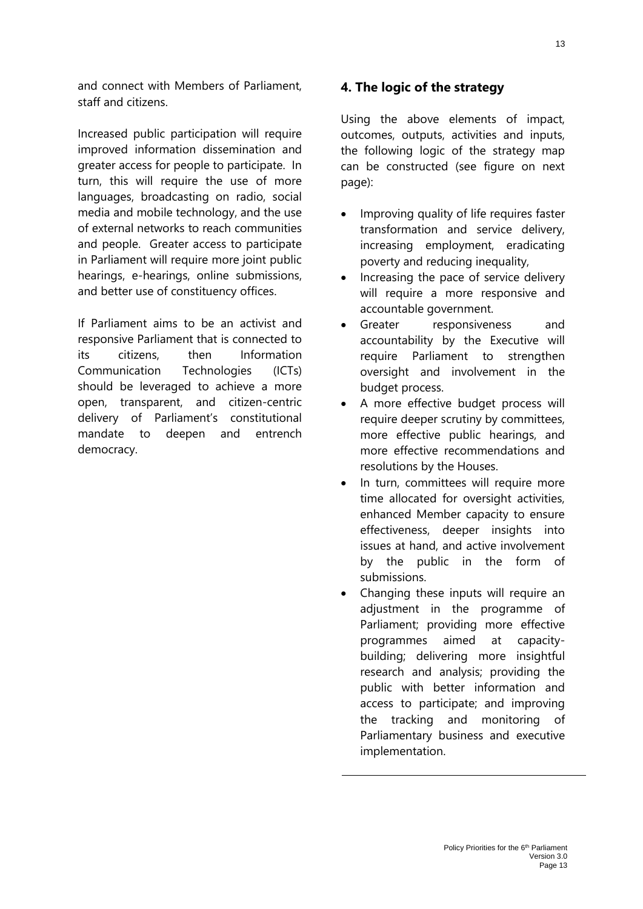and connect with Members of Parliament, staff and citizens.

Increased public participation will require improved information dissemination and greater access for people to participate. In turn, this will require the use of more languages, broadcasting on radio, social media and mobile technology, and the use of external networks to reach communities and people. Greater access to participate in Parliament will require more joint public hearings, e-hearings, online submissions, and better use of constituency offices.

If Parliament aims to be an activist and responsive Parliament that is connected to its citizens, then Information Communication Technologies (ICTs) should be leveraged to achieve a more open, transparent, and citizen-centric delivery of Parliament's constitutional mandate to deepen and entrench democracy.

## 4. The logic of the strategy

Using the above elements of impact, outcomes, outputs, activities and inputs, the following logic of the strategy map can be constructed (see figure on next page):

- Improving quality of life requires faster transformation and service delivery, increasing employment, eradicating poverty and reducing inequality,
- Increasing the pace of service delivery will require a more responsive and accountable government.
- Greater responsiveness and accountability by the Executive will require Parliament to strengthen oversight and involvement in the budget process.
- A more effective budget process will require deeper scrutiny by committees, more effective public hearings, and more effective recommendations and resolutions by the Houses.
- In turn, committees will require more time allocated for oversight activities, enhanced Member capacity to ensure effectiveness, deeper insights into issues at hand, and active involvement by the public in the form of submissions.
- Changing these inputs will require an adjustment in the programme of Parliament; providing more effective programmes aimed at capacity-building; delivering more insightful research and analysis; providing the public with better information and access to participate; and improving the tracking and monitoring of Parliamentary business and executive implementation.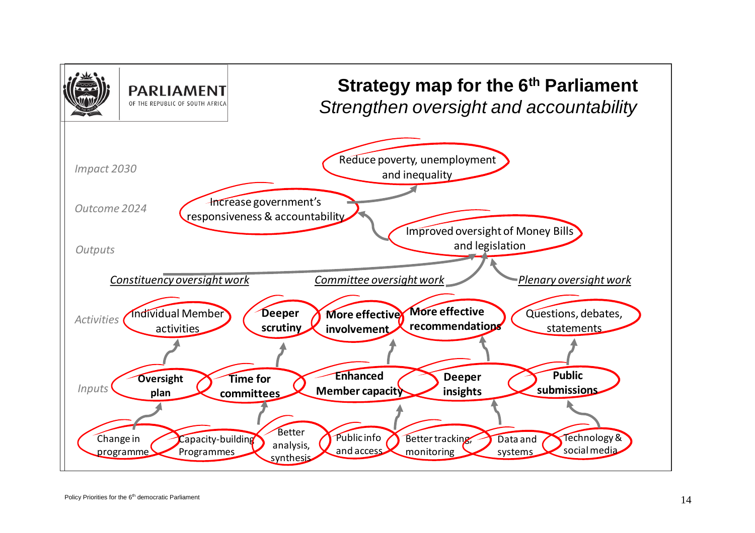PARLIAMENT
OF THE REPUBLIC OF SOUTH AFRICA

# Strategy map for the 6th Parliament

*Strengthen oversight and accountability*

*Impact 2030*

Reduce poverty, unemployment and inequality

*Outcome 2024*

Increase government's responsiveness & accountability

*Outputs*

Improved oversight of Money Bills and legislation

*Constituency oversight work*

*Committee oversight work*

*Plenary oversight work*

*Activities*

Individual Member activities

**Deeper scrutiny**

**More effective involvement**

**More effective recommendations**

Questions, debates, statements

*Inputs*

**Oversight plan**

**Time for committees**

**Enhanced Member capacity**

**Deeper insights**

**Public submissions**

Change in programme

Capacity-building Programmes

Better analysis, synthesis

Public info and access

Better tracking, monitoring

Data and systems

Technology & social media